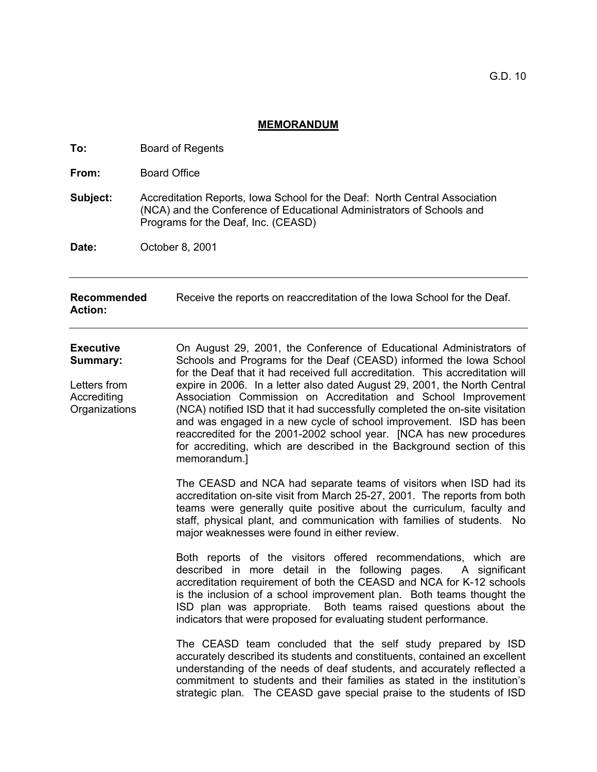G.D. 10

## MEMORANDUM

**To:** Board of Regents

**From:** Board Office

**Subject:** Accreditation Reports, Iowa School for the Deaf: North Central Association (NCA) and the Conference of Educational Administrators of Schools and Programs for the Deaf, Inc. (CEASD)

**Date:** October 8, 2001

---

**Recommended Action:** Receive the reports on reaccreditation of the Iowa School for the Deaf.

---

**Executive Summary:**

**Letters from Accrediting Organizations**

On August 29, 2001, the Conference of Educational Administrators of Schools and Programs for the Deaf (CEASD) informed the Iowa School for the Deaf that it had received full accreditation. This accreditation will expire in 2006. In a letter also dated August 29, 2001, the North Central Association Commission on Accreditation and School Improvement (NCA) notified ISD that it had successfully completed the on-site visitation and was engaged in a new cycle of school improvement. ISD has been reaccredited for the 2001-2002 school year. [NCA has new procedures for accrediting, which are described in the Background section of this memorandum.]

The CEASD and NCA had separate teams of visitors when ISD had its accreditation on-site visit from March 25-27, 2001. The reports from both teams were generally quite positive about the curriculum, faculty and staff, physical plant, and communication with families of students. No major weaknesses were found in either review.

Both reports of the visitors offered recommendations, which are described in more detail in the following pages. A significant accreditation requirement of both the CEASD and NCA for K-12 schools is the inclusion of a school improvement plan. Both teams thought the ISD plan was appropriate. Both teams raised questions about the indicators that were proposed for evaluating student performance.

The CEASD team concluded that the self study prepared by ISD accurately described its students and constituents, contained an excellent understanding of the needs of deaf students, and accurately reflected a commitment to students and their families as stated in the institution's strategic plan. The CEASD gave special praise to the students of ISD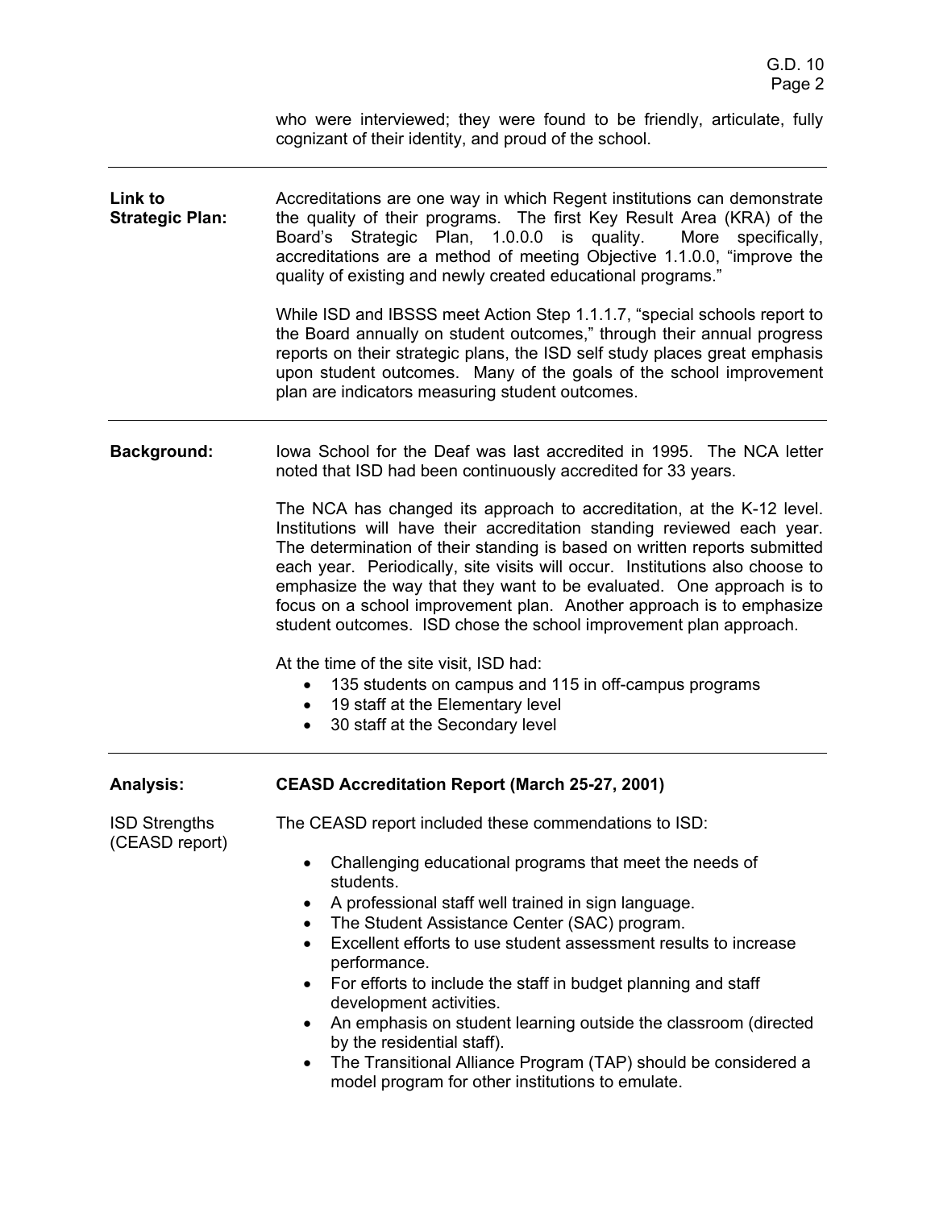who were interviewed; they were found to be friendly, articulate, fully cognizant of their identity, and proud of the school.

---

**Link to Strategic Plan:**

Accreditations are one way in which Regent institutions can demonstrate the quality of their programs. The first Key Result Area (KRA) of the Board's Strategic Plan, 1.0.0.0 is quality. More specifically, accreditations are a method of meeting Objective 1.1.0.0, "improve the quality of existing and newly created educational programs."

While ISD and IBSSS meet Action Step 1.1.1.7, "special schools report to the Board annually on student outcomes," through their annual progress reports on their strategic plans, the ISD self study places great emphasis upon student outcomes. Many of the goals of the school improvement plan are indicators measuring student outcomes.

---

**Background:**

Iowa School for the Deaf was last accredited in 1995. The NCA letter noted that ISD had been continuously accredited for 33 years.

The NCA has changed its approach to accreditation, at the K-12 level. Institutions will have their accreditation standing reviewed each year. The determination of their standing is based on written reports submitted each year. Periodically, site visits will occur. Institutions also choose to emphasize the way that they want to be evaluated. One approach is to focus on a school improvement plan. Another approach is to emphasize student outcomes. ISD chose the school improvement plan approach.

At the time of the site visit, ISD had:

- 135 students on campus and 115 in off-campus programs
- 19 staff at the Elementary level
- 30 staff at the Secondary level

---

**Analysis:**

**CEASD Accreditation Report (March 25-27, 2001)**

ISD Strengths (CEASD report)

The CEASD report included these commendations to ISD:

- Challenging educational programs that meet the needs of students.
- A professional staff well trained in sign language.
- The Student Assistance Center (SAC) program.
- Excellent efforts to use student assessment results to increase performance.
- For efforts to include the staff in budget planning and staff development activities.
- An emphasis on student learning outside the classroom (directed by the residential staff).
- The Transitional Alliance Program (TAP) should be considered a model program for other institutions to emulate.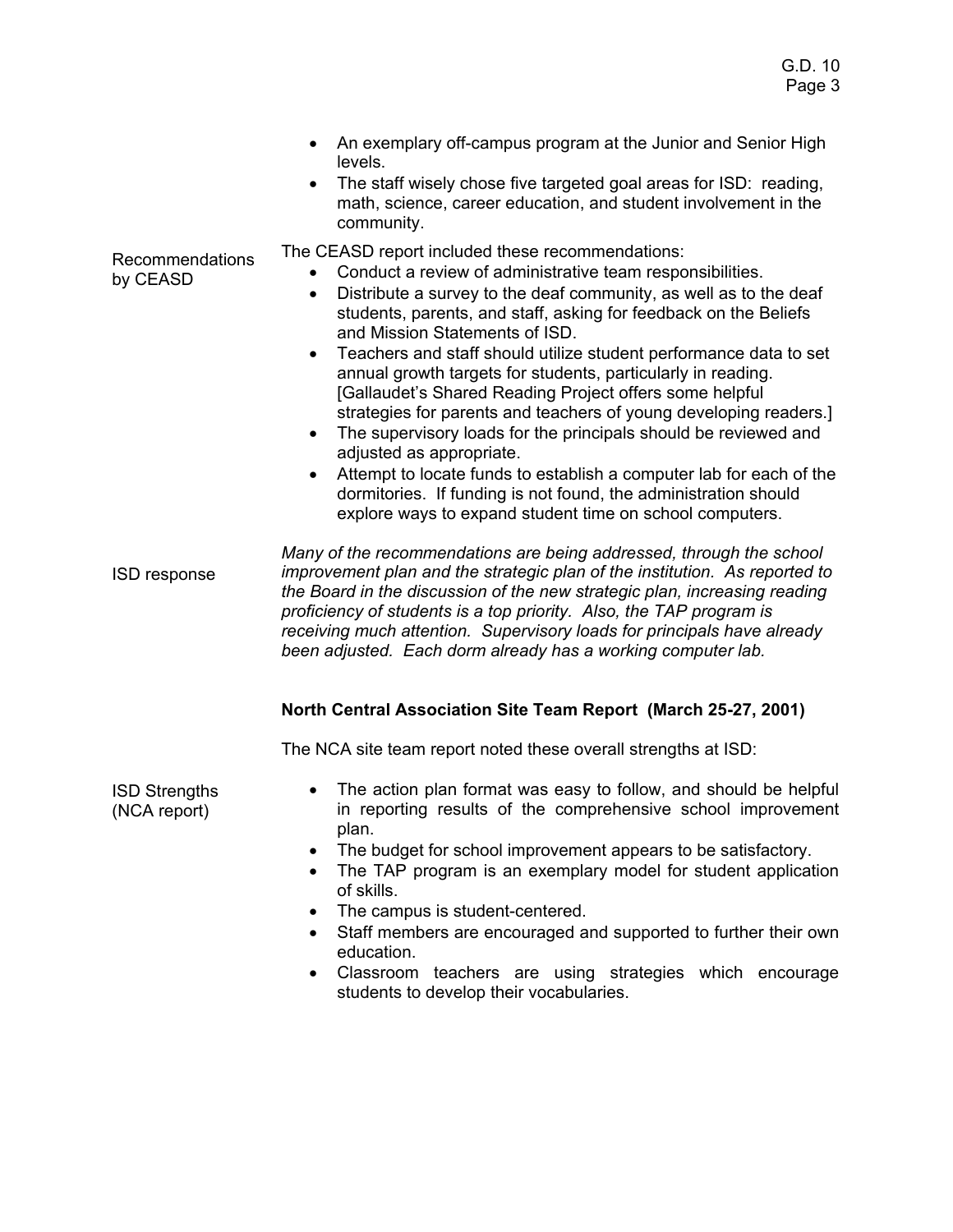- An exemplary off-campus program at the Junior and Senior High levels.
- The staff wisely chose five targeted goal areas for ISD: reading, math, science, career education, and student involvement in the community.

Recommendations by CEASD

The CEASD report included these recommendations:

- Conduct a review of administrative team responsibilities.
- Distribute a survey to the deaf community, as well as to the deaf students, parents, and staff, asking for feedback on the Beliefs and Mission Statements of ISD.
- Teachers and staff should utilize student performance data to set annual growth targets for students, particularly in reading. [Gallaudet's Shared Reading Project offers some helpful strategies for parents and teachers of young developing readers.]
- The supervisory loads for the principals should be reviewed and adjusted as appropriate.
- Attempt to locate funds to establish a computer lab for each of the dormitories. If funding is not found, the administration should explore ways to expand student time on school computers.

ISD response

*Many of the recommendations are being addressed, through the school improvement plan and the strategic plan of the institution. As reported to the Board in the discussion of the new strategic plan, increasing reading proficiency of students is a top priority. Also, the TAP program is receiving much attention. Supervisory loads for principals have already been adjusted. Each dorm already has a working computer lab.*

**North Central Association Site Team Report (March 25-27, 2001)**

The NCA site team report noted these overall strengths at ISD:

ISD Strengths (NCA report)

- The action plan format was easy to follow, and should be helpful in reporting results of the comprehensive school improvement plan.
- The budget for school improvement appears to be satisfactory.
- The TAP program is an exemplary model for student application of skills.
- The campus is student-centered.
- Staff members are encouraged and supported to further their own education.
- Classroom teachers are using strategies which encourage students to develop their vocabularies.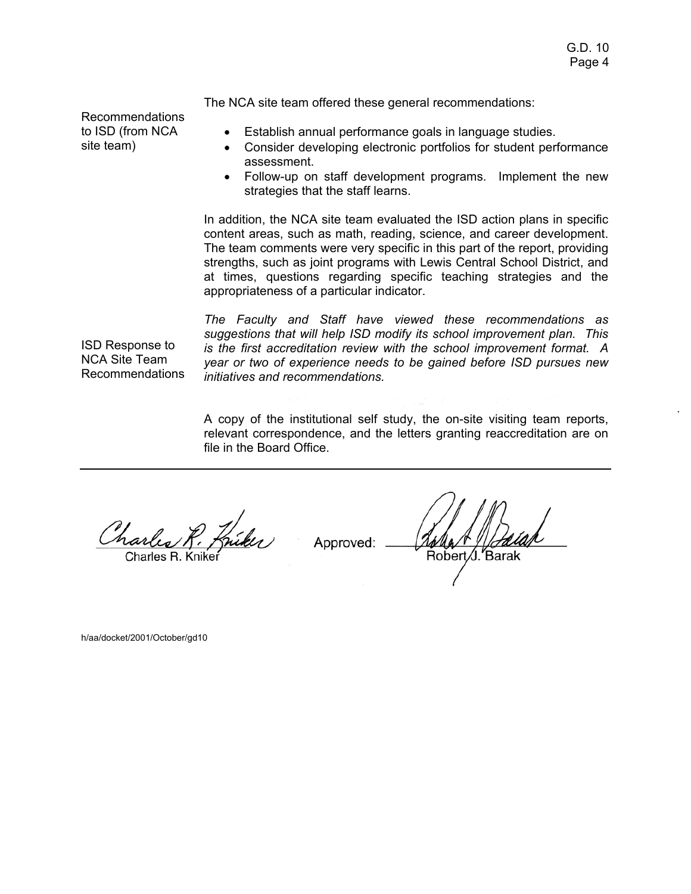The NCA site team offered these general recommendations:

**Recommendations to ISD (from NCA site team)**

- Establish annual performance goals in language studies.
- Consider developing electronic portfolios for student performance assessment.
- Follow-up on staff development programs. Implement the new strategies that the staff learns.

In addition, the NCA site team evaluated the ISD action plans in specific content areas, such as math, reading, science, and career development. The team comments were very specific in this part of the report, providing strengths, such as joint programs with Lewis Central School District, and at times, questions regarding specific teaching strategies and the appropriateness of a particular indicator.

**ISD Response to NCA Site Team Recommendations**

*The Faculty and Staff have viewed these recommendations as suggestions that will help ISD modify its school improvement plan. This is the first accreditation review with the school improvement format. A year or two of experience needs to be gained before ISD pursues new initiatives and recommendations.*

A copy of the institutional self study, the on-site visiting team reports, relevant correspondence, and the letters granting reaccreditation are on file in the Board Office.

---

Charles R. Kniker

Approved: Robert J. Barak

h/aa/docket/2001/October/gd10